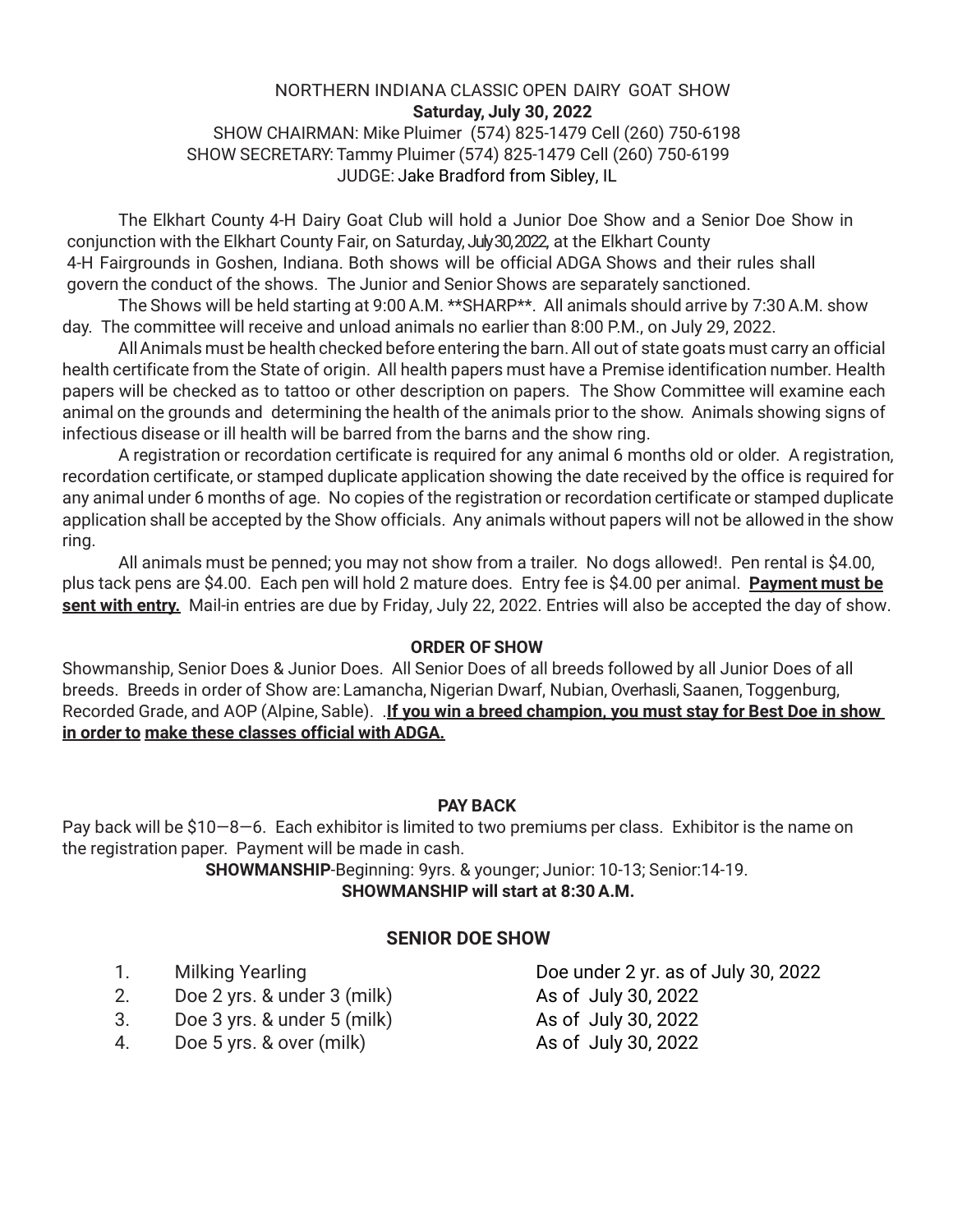NORTHERN INDIANA CLASSIC OPEN DAIRY GOAT SHOW

**Saturday, July 30, 2022**

SHOW CHAIRMAN: Mike Pluimer (574) 825-1479 Cell (260) 750-6198

SHOW SECRETARY: Tammy Pluimer (574) 825-1479 Cell (260) 750-6199

JUDGE: Jake Bradford from Sibley, IL

The Elkhart County 4-H Dairy Goat Club will hold a Junior Doe Show and a Senior Doe Show in conjunction with the Elkhart County Fair, on Saturday, July 30, 2022, at the Elkhart County 4-H Fairgrounds in Goshen, Indiana. Both shows will be official ADGA Shows and their rules shall govern the conduct of the shows. The Junior and Senior Shows are separately sanctioned.

The Shows will be held starting at 9:00 A.M. **SHARP**. All animals should arrive by 7:30 A.M. show day. The committee will receive and unload animals no earlier than 8:00 P.M., on July 29, 2022.

All Animals must be health checked before entering the barn. All out of state goats must carry an official health certificate from the State of origin. All health papers must have a Premise identification number. Health papers will be checked as to tattoo or other description on papers. The Show Committee will examine each animal on the grounds and determining the health of the animals prior to the show. Animals showing signs of infectious disease or ill health will be barred from the barns and the show ring.

A registration or recordation certificate is required for any animal 6 months old or older. A registration, recordation certificate, or stamped duplicate application showing the date received by the office is required for any animal under 6 months of age. No copies of the registration or recordation certificate or stamped duplicate application shall be accepted by the Show officials. Any animals without papers will not be allowed in the show ring.

All animals must be penned; you may not show from a trailer. No dogs allowed!. Pen rental is $4.00, plus tack pens are $4.00. Each pen will hold 2 mature does. Entry fee is $4.00 per animal. **Payment must be sent with entry.** Mail-in entries are due by Friday, July 22, 2022. Entries will also be accepted the day of show.

**ORDER OF SHOW**

Showmanship, Senior Does & Junior Does. All Senior Does of all breeds followed by all Junior Does of all breeds. Breeds in order of Show are: Lamancha, Nigerian Dwarf, Nubian, Overhasli, Saanen, Toggenburg, Recorded Grade, and AOP (Alpine, Sable). .**If you win a breed champion, you must stay for Best Doe in show in order to make these classes official with ADGA.**

**PAY BACK**

Pay back will be $10—8—6. Each exhibitor is limited to two premiums per class. Exhibitor is the name on the registration paper. Payment will be made in cash.

**SHOWMANSHIP**-Beginning: 9yrs. & younger; Junior: 10-13; Senior:14-19.

**SHOWMANSHIP will start at 8:30 A.M.**

**SENIOR DOE SHOW**

1. Milking Yearling — Doe under 2 yr. as of July 30, 2022
2. Doe 2 yrs. & under 3 (milk) — As of July 30, 2022
3. Doe 3 yrs. & under 5 (milk) — As of July 30, 2022
4. Doe 5 yrs. & over (milk) — As of July 30, 2022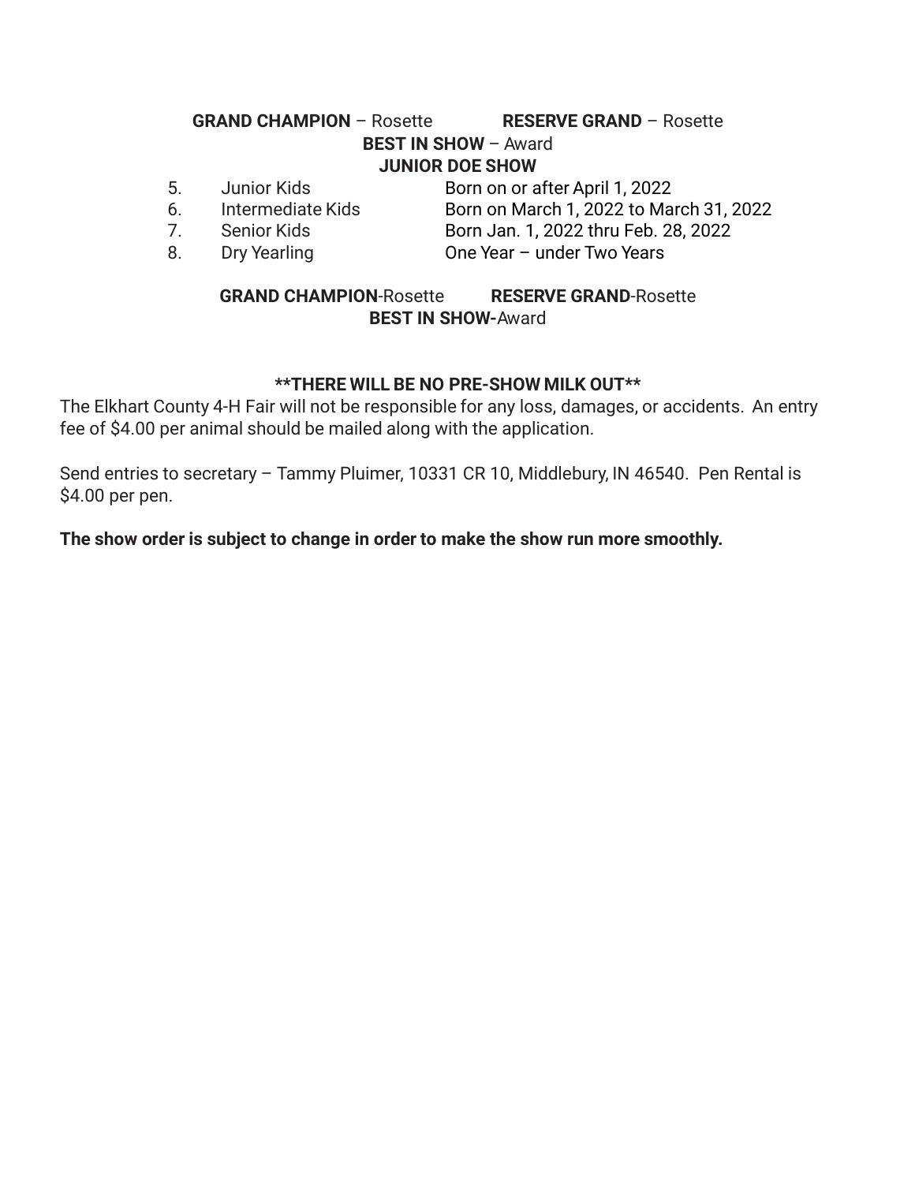**GRAND CHAMPION** – Rosette **RESERVE GRAND** – Rosette

**BEST IN SHOW** – Award

**JUNIOR DOE SHOW**

| | | |
|---|---|---|
| 5. | Junior Kids | Born on or after April 1, 2022 |
| 6. | Intermediate Kids | Born on March 1, 2022 to March 31, 2022 |
| 7. | Senior Kids | Born Jan. 1, 2022 thru Feb. 28, 2022 |
| 8. | Dry Yearling | One Year – under Two Years |

**GRAND CHAMPION**-Rosette **RESERVE GRAND**-Rosette

**BEST IN SHOW-**Award

**\*\*THERE WILL BE NO PRE-SHOW MILK OUT\*\***

The Elkhart County 4-H Fair will not be responsible for any loss, damages, or accidents. An entry fee of $4.00 per animal should be mailed along with the application.

Send entries to secretary – Tammy Pluimer, 10331 CR 10, Middlebury, IN 46540. Pen Rental is $4.00 per pen.

**The show order is subject to change in order to make the show run more smoothly.**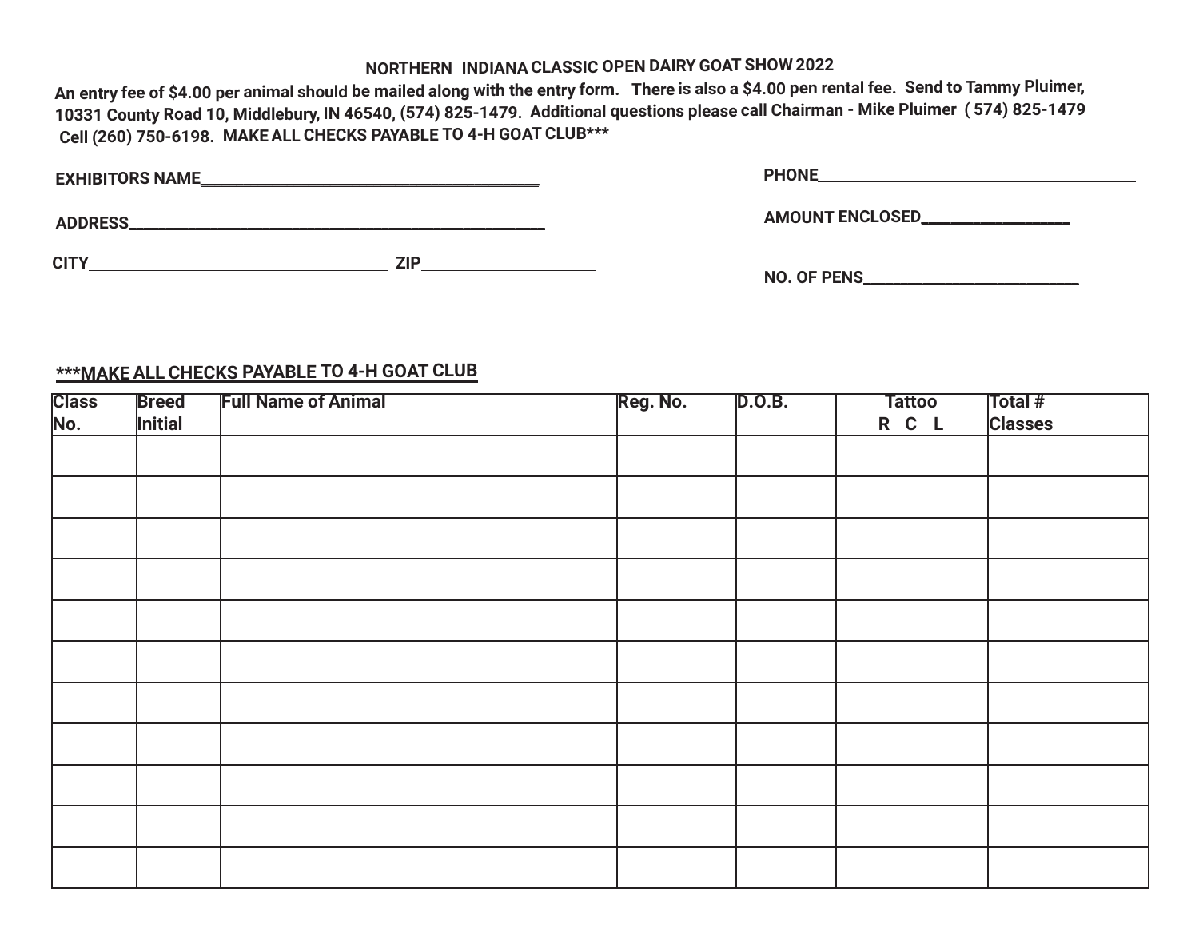# NORTHERN INDIANA CLASSIC OPEN DAIRY GOAT SHOW 2022

**An entry fee of $4.00 per animal should be mailed along with the entry form. There is also a $4.00 pen rental fee. Send to Tammy Pluimer, 10331 County Road 10, Middlebury, IN 46540, (574) 825-1479. Additional questions please call Chairman - Mike Pluimer ( 574) 825-1479 Cell (260) 750-6198. MAKE ALL CHECKS PAYABLE TO 4-H GOAT CLUB*****

**EXHIBITORS NAME**______________________________ **PHONE**______________________________

**ADDRESS**______________________________ **AMOUNT ENCLOSED**______________

**CITY**__________________________ **ZIP**______________ **NO. OF PENS**____________________

**<u>***MAKE ALL CHECKS PAYABLE TO 4-H GOAT CLUB</u>**

| Class No. | Breed Initial | Full Name of Animal | Reg. No. | D.O.B. | Tattoo R C L | Total # Classes |
|---|---|---|---|---|---|---|
| | | | | | | |
| | | | | | | |
| | | | | | | |
| | | | | | | |
| | | | | | | |
| | | | | | | |
| | | | | | | |
| | | | | | | |
| | | | | | | |
| | | | | | | |
| | | | | | | |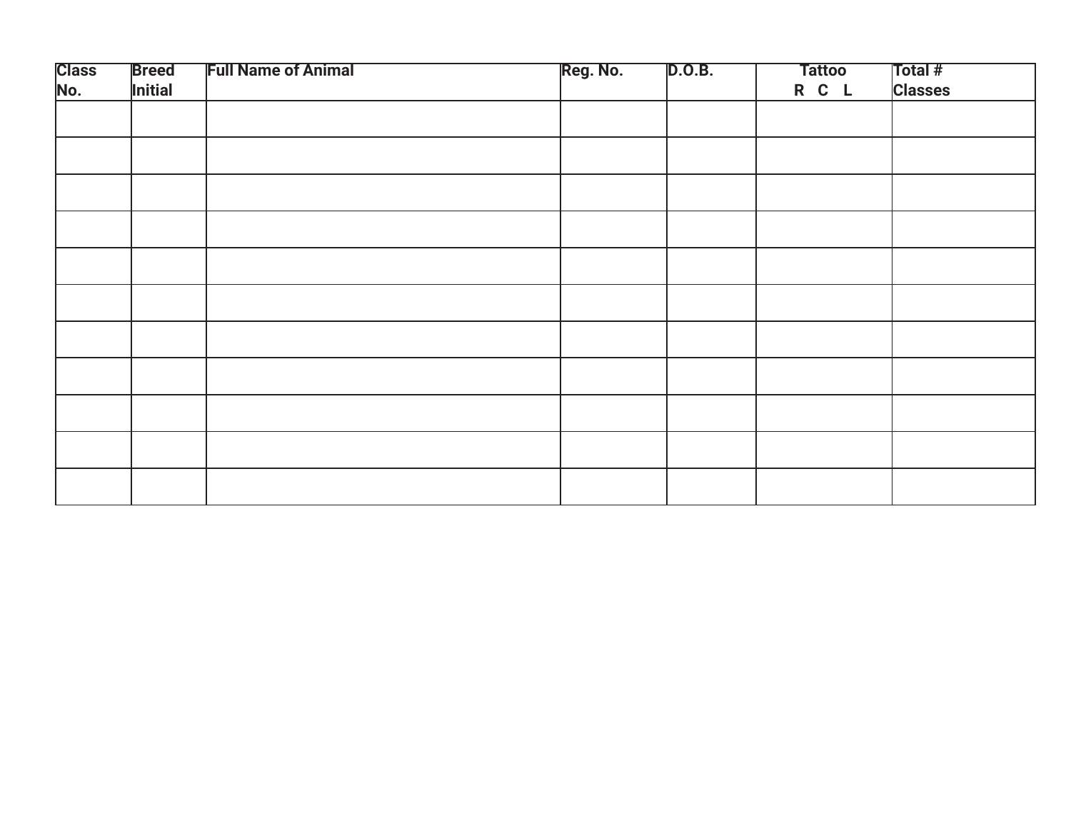| Class No. | Breed Initial | Full Name of Animal | Reg. No. | D.O.B. | Tattoo R C L | Total # Classes |
|---|---|---|---|---|---|---|
| | | | | | | |
| | | | | | | |
| | | | | | | |
| | | | | | | |
| | | | | | | |
| | | | | | | |
| | | | | | | |
| | | | | | | |
| | | | | | | |
| | | | | | | |
| | | | | | | |